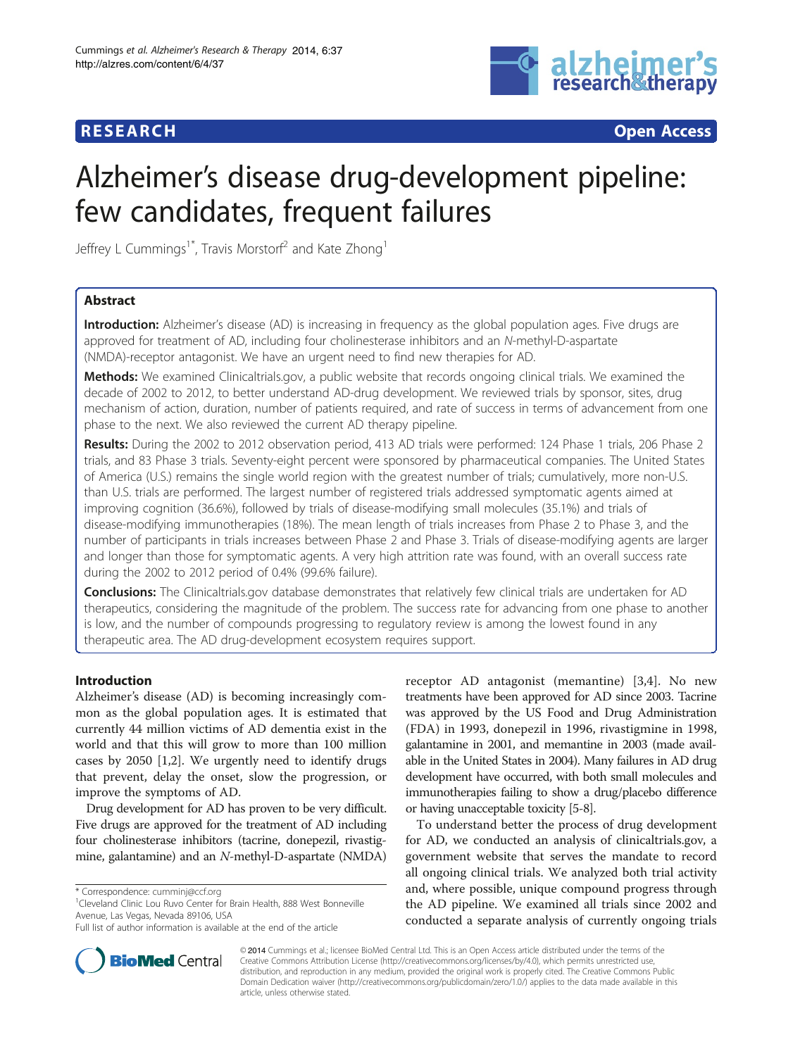RESEARCH

Open Access

# Alzheimer's disease drug-development pipeline: few candidates, frequent failures

Jeffrey L Cummings[1*], Travis Morstorf[2] and Kate Zhong[1]

## Abstract

**Introduction:** Alzheimer's disease (AD) is increasing in frequency as the global population ages. Five drugs are approved for treatment of AD, including four cholinesterase inhibitors and an *N*-methyl-D-aspartate (NMDA)-receptor antagonist. We have an urgent need to find new therapies for AD.

**Methods:** We examined Clinicaltrials.gov, a public website that records ongoing clinical trials. We examined the decade of 2002 to 2012, to better understand AD-drug development. We reviewed trials by sponsor, sites, drug mechanism of action, duration, number of patients required, and rate of success in terms of advancement from one phase to the next. We also reviewed the current AD therapy pipeline.

**Results:** During the 2002 to 2012 observation period, 413 AD trials were performed: 124 Phase 1 trials, 206 Phase 2 trials, and 83 Phase 3 trials. Seventy-eight percent were sponsored by pharmaceutical companies. The United States of America (U.S.) remains the single world region with the greatest number of trials; cumulatively, more non-U.S. than U.S. trials are performed. The largest number of registered trials addressed symptomatic agents aimed at improving cognition (36.6%), followed by trials of disease-modifying small molecules (35.1%) and trials of disease-modifying immunotherapies (18%). The mean length of trials increases from Phase 2 to Phase 3, and the number of participants in trials increases between Phase 2 and Phase 3. Trials of disease-modifying agents are larger and longer than those for symptomatic agents. A very high attrition rate was found, with an overall success rate during the 2002 to 2012 period of 0.4% (99.6% failure).

**Conclusions:** The Clinicaltrials.gov database demonstrates that relatively few clinical trials are undertaken for AD therapeutics, considering the magnitude of the problem. The success rate for advancing from one phase to another is low, and the number of compounds progressing to regulatory review is among the lowest found in any therapeutic area. The AD drug-development ecosystem requires support.

## Introduction

Alzheimer's disease (AD) is becoming increasingly common as the global population ages. It is estimated that currently 44 million victims of AD dementia exist in the world and that this will grow to more than 100 million cases by 2050 [1,2]. We urgently need to identify drugs that prevent, delay the onset, slow the progression, or improve the symptoms of AD.

Drug development for AD has proven to be very difficult. Five drugs are approved for the treatment of AD including four cholinesterase inhibitors (tacrine, donepezil, rivastigmine, galantamine) and an *N*-methyl-D-aspartate (NMDA) receptor AD antagonist (memantine) [3,4]. No new treatments have been approved for AD since 2003. Tacrine was approved by the US Food and Drug Administration (FDA) in 1993, donepezil in 1996, rivastigmine in 1998, galantamine in 2001, and memantine in 2003 (made available in the United States in 2004). Many failures in AD drug development have occurred, with both small molecules and immunotherapies failing to show a drug/placebo difference or having unacceptable toxicity [5-8].

To understand better the process of drug development for AD, we conducted an analysis of clinicaltrials.gov, a government website that serves the mandate to record all ongoing clinical trials. We analyzed both trial activity and, where possible, unique compound progress through the AD pipeline. We examined all trials since 2002 and conducted a separate analysis of currently ongoing trials

\* Correspondence: cumminj@ccf.org
[1]Cleveland Clinic Lou Ruvo Center for Brain Health, 888 West Bonneville Avenue, Las Vegas, Nevada 89106, USA
Full list of author information is available at the end of the article

© 2014 Cummings et al.; licensee BioMed Central Ltd. This is an Open Access article distributed under the terms of the Creative Commons Attribution License (http://creativecommons.org/licenses/by/4.0), which permits unrestricted use, distribution, and reproduction in any medium, provided the original work is properly cited. The Creative Commons Public Domain Dedication waiver (http://creativecommons.org/publicdomain/zero/1.0/) applies to the data made available in this article, unless otherwise stated.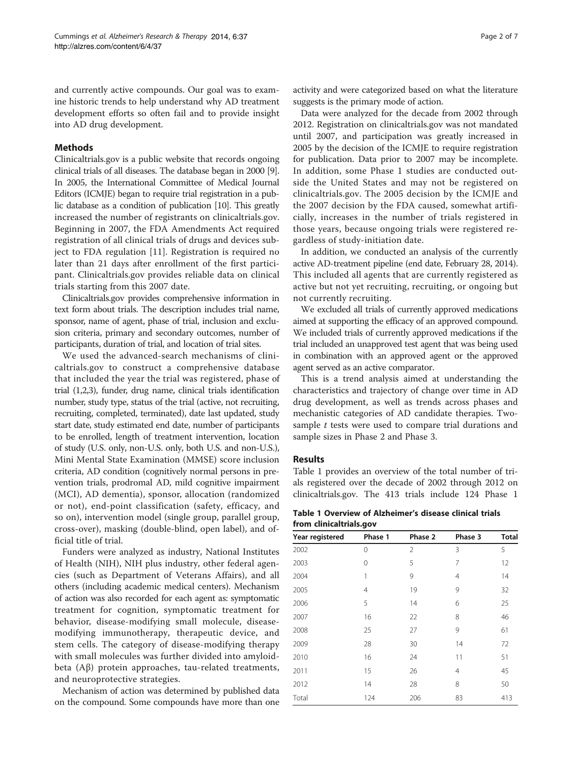and currently active compounds. Our goal was to examine historic trends to help understand why AD treatment development efforts so often fail and to provide insight into AD drug development.

## Methods

Clinicaltrials.gov is a public website that records ongoing clinical trials of all diseases. The database began in 2000 [9]. In 2005, the International Committee of Medical Journal Editors (ICMJE) began to require trial registration in a public database as a condition of publication [10]. This greatly increased the number of registrants on clinicaltrials.gov. Beginning in 2007, the FDA Amendments Act required registration of all clinical trials of drugs and devices subject to FDA regulation [11]. Registration is required no later than 21 days after enrollment of the first participant. Clinicaltrials.gov provides reliable data on clinical trials starting from this 2007 date.

Clinicaltrials.gov provides comprehensive information in text form about trials. The description includes trial name, sponsor, name of agent, phase of trial, inclusion and exclusion criteria, primary and secondary outcomes, number of participants, duration of trial, and location of trial sites.

We used the advanced-search mechanisms of clinicaltrials.gov to construct a comprehensive database that included the year the trial was registered, phase of trial (1,2,3), funder, drug name, clinical trials identification number, study type, status of the trial (active, not recruiting, recruiting, completed, terminated), date last updated, study start date, study estimated end date, number of participants to be enrolled, length of treatment intervention, location of study (U.S. only, non-U.S. only, both U.S. and non-U.S.), Mini Mental State Examination (MMSE) score inclusion criteria, AD condition (cognitively normal persons in prevention trials, prodromal AD, mild cognitive impairment (MCI), AD dementia), sponsor, allocation (randomized or not), end-point classification (safety, efficacy, and so on), intervention model (single group, parallel group, cross-over), masking (double-blind, open label), and official title of trial.

Funders were analyzed as industry, National Institutes of Health (NIH), NIH plus industry, other federal agencies (such as Department of Veterans Affairs), and all others (including academic medical centers). Mechanism of action was also recorded for each agent as: symptomatic treatment for cognition, symptomatic treatment for behavior, disease-modifying small molecule, disease-modifying immunotherapy, therapeutic device, and stem cells. The category of disease-modifying therapy with small molecules was further divided into amyloid-beta (Aβ) protein approaches, tau-related treatments, and neuroprotective strategies.

Mechanism of action was determined by published data on the compound. Some compounds have more than one activity and were categorized based on what the literature suggests is the primary mode of action.

Data were analyzed for the decade from 2002 through 2012. Registration on clinicaltrials.gov was not mandated until 2007, and participation was greatly increased in 2005 by the decision of the ICMJE to require registration for publication. Data prior to 2007 may be incomplete. In addition, some Phase 1 studies are conducted outside the United States and may not be registered on clinicaltrials.gov. The 2005 decision by the ICMJE and the 2007 decision by the FDA caused, somewhat artificially, increases in the number of trials registered in those years, because ongoing trials were registered regardless of study-initiation date.

In addition, we conducted an analysis of the currently active AD-treatment pipeline (end date, February 28, 2014). This included all agents that are currently registered as active but not yet recruiting, recruiting, or ongoing but not currently recruiting.

We excluded all trials of currently approved medications aimed at supporting the efficacy of an approved compound. We included trials of currently approved medications if the trial included an unapproved test agent that was being used in combination with an approved agent or the approved agent served as an active comparator.

This is a trend analysis aimed at understanding the characteristics and trajectory of change over time in AD drug development, as well as trends across phases and mechanistic categories of AD candidate therapies. Two-sample *t* tests were used to compare trial durations and sample sizes in Phase 2 and Phase 3.

## Results

Table 1 provides an overview of the total number of trials registered over the decade of 2002 through 2012 on clinicaltrials.gov. The 413 trials include 124 Phase 1

**Table 1 Overview of Alzheimer's disease clinical trials from clinicaltrials.gov**

| Year registered | Phase 1 | Phase 2 | Phase 3 | Total |
|---|---|---|---|---|
| 2002 | 0 | 2 | 3 | 5 |
| 2003 | 0 | 5 | 7 | 12 |
| 2004 | 1 | 9 | 4 | 14 |
| 2005 | 4 | 19 | 9 | 32 |
| 2006 | 5 | 14 | 6 | 25 |
| 2007 | 16 | 22 | 8 | 46 |
| 2008 | 25 | 27 | 9 | 61 |
| 2009 | 28 | 30 | 14 | 72 |
| 2010 | 16 | 24 | 11 | 51 |
| 2011 | 15 | 26 | 4 | 45 |
| 2012 | 14 | 28 | 8 | 50 |
| Total | 124 | 206 | 83 | 413 |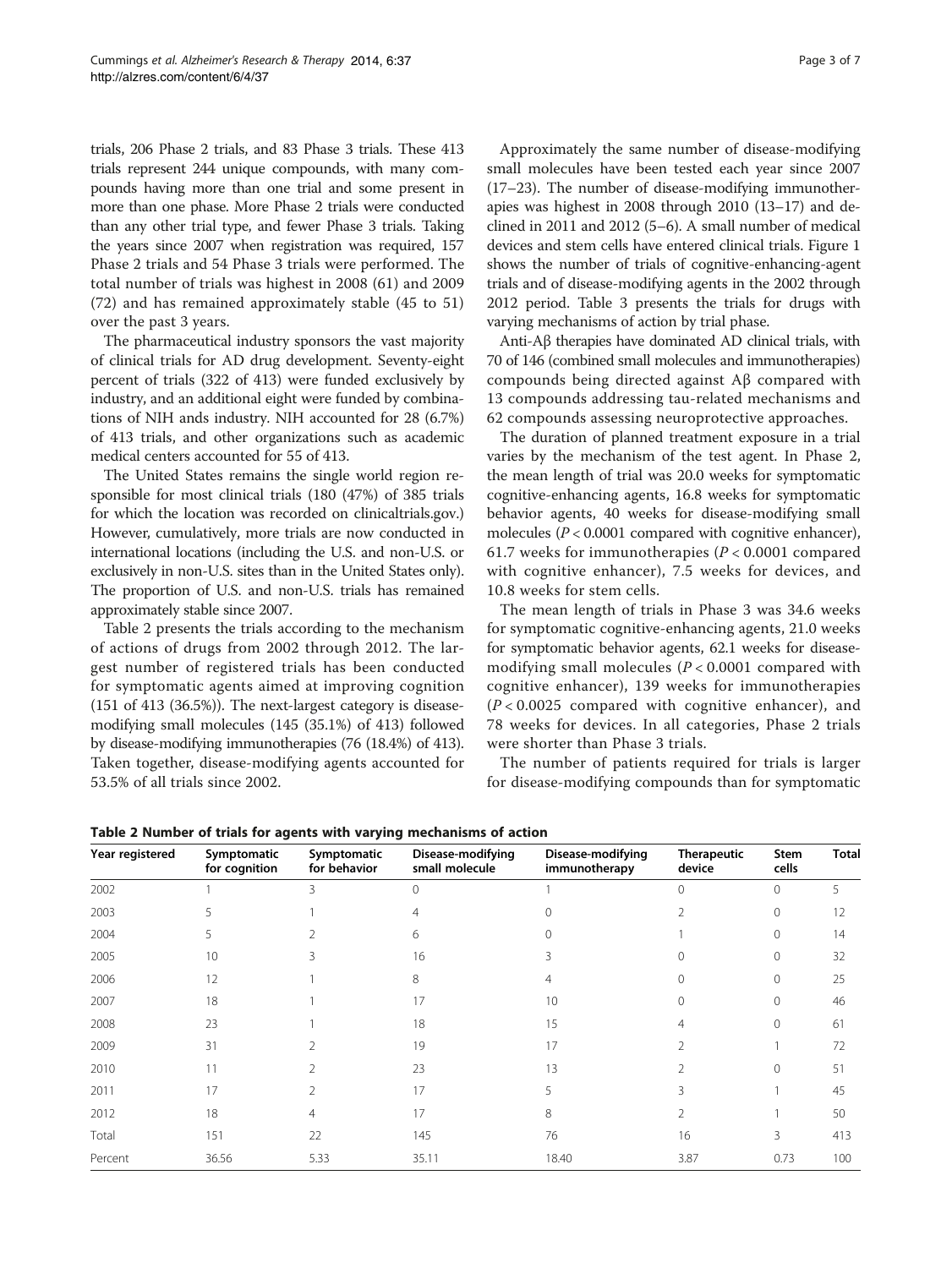trials, 206 Phase 2 trials, and 83 Phase 3 trials. These 413 trials represent 244 unique compounds, with many compounds having more than one trial and some present in more than one phase. More Phase 2 trials were conducted than any other trial type, and fewer Phase 3 trials. Taking the years since 2007 when registration was required, 157 Phase 2 trials and 54 Phase 3 trials were performed. The total number of trials was highest in 2008 (61) and 2009 (72) and has remained approximately stable (45 to 51) over the past 3 years.

The pharmaceutical industry sponsors the vast majority of clinical trials for AD drug development. Seventy-eight percent of trials (322 of 413) were funded exclusively by industry, and an additional eight were funded by combinations of NIH ands industry. NIH accounted for 28 (6.7%) of 413 trials, and other organizations such as academic medical centers accounted for 55 of 413.

The United States remains the single world region responsible for most clinical trials (180 (47%) of 385 trials for which the location was recorded on clinicaltrials.gov.) However, cumulatively, more trials are now conducted in international locations (including the U.S. and non-U.S. or exclusively in non-U.S. sites than in the United States only). The proportion of U.S. and non-U.S. trials has remained approximately stable since 2007.

Table 2 presents the trials according to the mechanism of actions of drugs from 2002 through 2012. The largest number of registered trials has been conducted for symptomatic agents aimed at improving cognition (151 of 413 (36.5%)). The next-largest category is disease-modifying small molecules (145 (35.1%) of 413) followed by disease-modifying immunotherapies (76 (18.4%) of 413). Taken together, disease-modifying agents accounted for 53.5% of all trials since 2002.

Approximately the same number of disease-modifying small molecules have been tested each year since 2007 (17–23). The number of disease-modifying immunotherapies was highest in 2008 through 2010 (13–17) and declined in 2011 and 2012 (5–6). A small number of medical devices and stem cells have entered clinical trials. Figure 1 shows the number of trials of cognitive-enhancing-agent trials and of disease-modifying agents in the 2002 through 2012 period. Table 3 presents the trials for drugs with varying mechanisms of action by trial phase.

Anti-Aβ therapies have dominated AD clinical trials, with 70 of 146 (combined small molecules and immunotherapies) compounds being directed against Aβ compared with 13 compounds addressing tau-related mechanisms and 62 compounds assessing neuroprotective approaches.

The duration of planned treatment exposure in a trial varies by the mechanism of the test agent. In Phase 2, the mean length of trial was 20.0 weeks for symptomatic cognitive-enhancing agents, 16.8 weeks for symptomatic behavior agents, 40 weeks for disease-modifying small molecules ($P < 0.0001$ compared with cognitive enhancer), 61.7 weeks for immunotherapies ($P < 0.0001$ compared with cognitive enhancer), 7.5 weeks for devices, and 10.8 weeks for stem cells.

The mean length of trials in Phase 3 was 34.6 weeks for symptomatic cognitive-enhancing agents, 21.0 weeks for symptomatic behavior agents, 62.1 weeks for disease-modifying small molecules ($P < 0.0001$ compared with cognitive enhancer), 139 weeks for immunotherapies ($P < 0.0025$ compared with cognitive enhancer), and 78 weeks for devices. In all categories, Phase 2 trials were shorter than Phase 3 trials.

The number of patients required for trials is larger for disease-modifying compounds than for symptomatic

**Table 2 Number of trials for agents with varying mechanisms of action**

| Year registered | Symptomatic for cognition | Symptomatic for behavior | Disease-modifying small molecule | Disease-modifying immunotherapy | Therapeutic device | Stem cells | Total |
|---|---|---|---|---|---|---|---|
| 2002 | 1 | 3 | 0 | 1 | 0 | 0 | 5 |
| 2003 | 5 | 1 | 4 | 0 | 2 | 0 | 12 |
| 2004 | 5 | 2 | 6 | 0 | 1 | 0 | 14 |
| 2005 | 10 | 3 | 16 | 3 | 0 | 0 | 32 |
| 2006 | 12 | 1 | 8 | 4 | 0 | 0 | 25 |
| 2007 | 18 | 1 | 17 | 10 | 0 | 0 | 46 |
| 2008 | 23 | 1 | 18 | 15 | 4 | 0 | 61 |
| 2009 | 31 | 2 | 19 | 17 | 2 | 1 | 72 |
| 2010 | 11 | 2 | 23 | 13 | 2 | 0 | 51 |
| 2011 | 17 | 2 | 17 | 5 | 3 | 1 | 45 |
| 2012 | 18 | 4 | 17 | 8 | 2 | 1 | 50 |
| Total | 151 | 22 | 145 | 76 | 16 | 3 | 413 |
| Percent | 36.56 | 5.33 | 35.11 | 18.40 | 3.87 | 0.73 | 100 |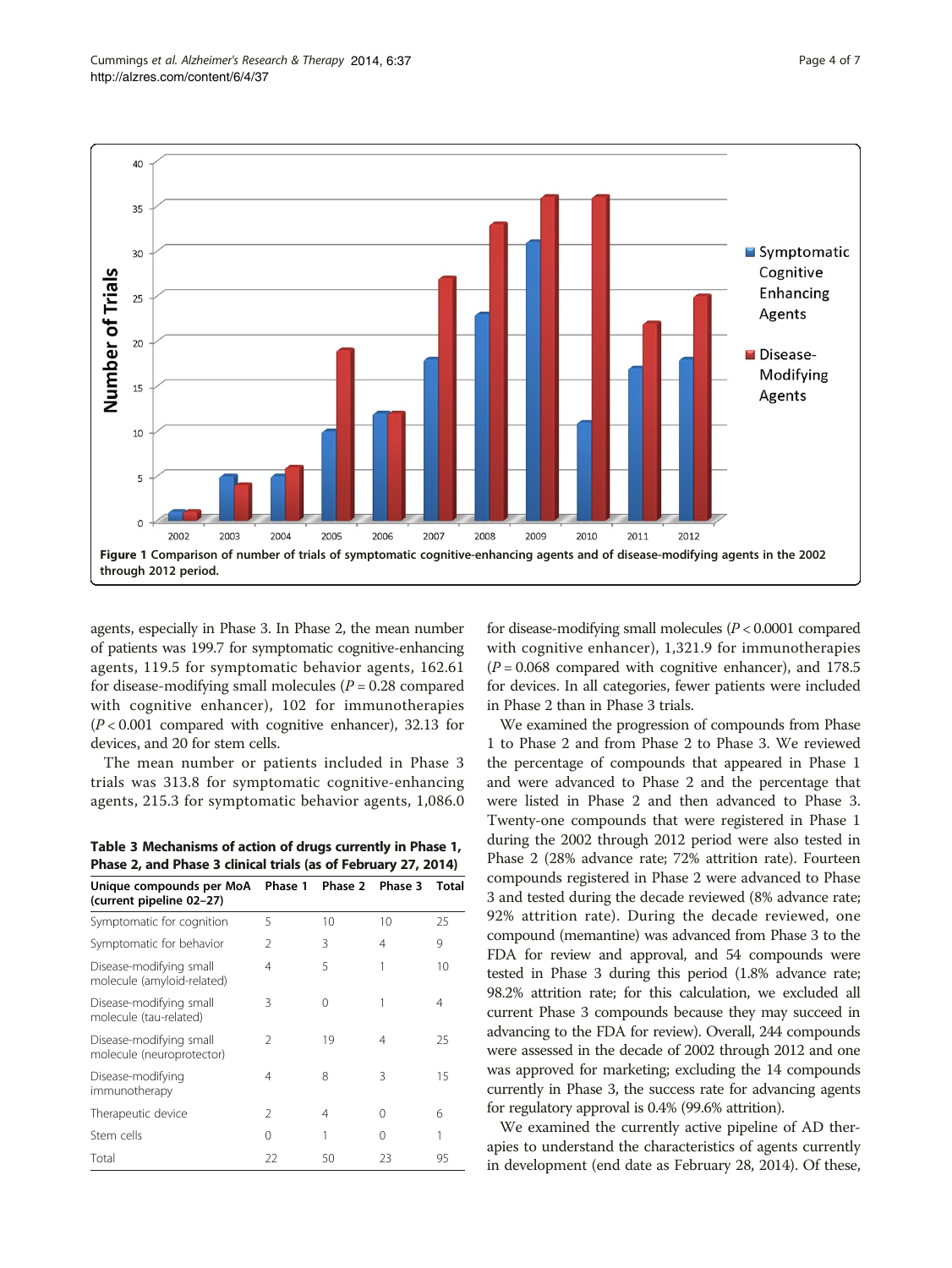40
35
30
25
20
15
10
5
0

Number of Trials

2002 2003 2004 2005 2006 2007 2008 2009 2010 2011 2012

Symptomatic Cognitive Enhancing Agents

Disease-Modifying Agents

**Figure 1 Comparison of number of trials of symptomatic cognitive-enhancing agents and of disease-modifying agents in the 2002 through 2012 period.**

agents, especially in Phase 3. In Phase 2, the mean number of patients was 199.7 for symptomatic cognitive-enhancing agents, 119.5 for symptomatic behavior agents, 162.61 for disease-modifying small molecules ($P = 0.28$ compared with cognitive enhancer), 102 for immunotherapies ($P < 0.001$ compared with cognitive enhancer), 32.13 for devices, and 20 for stem cells.

The mean number of patients included in Phase 3 trials was 313.8 for symptomatic cognitive-enhancing agents, 215.3 for symptomatic behavior agents, 1,086.0 for disease-modifying small molecules ($P < 0.0001$ compared with cognitive enhancer), 1,321.9 for immunotherapies ($P = 0.068$ compared with cognitive enhancer), and 178.5 for devices. In all categories, fewer patients were included in Phase 2 than in Phase 3 trials.

**Table 3 Mechanisms of action of drugs currently in Phase 1, Phase 2, and Phase 3 clinical trials (as of February 27, 2014)**

| Unique compounds per MoA (current pipeline 02–27) | Phase 1 | Phase 2 | Phase 3 | Total |
|---|---|---|---|---|
| Symptomatic for cognition | 5 | 10 | 10 | 25 |
| Symptomatic for behavior | 2 | 3 | 4 | 9 |
| Disease-modifying small molecule (amyloid-related) | 4 | 5 | 1 | 10 |
| Disease-modifying small molecule (tau-related) | 3 | 0 | 1 | 4 |
| Disease-modifying small molecule (neuroprotector) | 2 | 19 | 4 | 25 |
| Disease-modifying immunotherapy | 4 | 8 | 3 | 15 |
| Therapeutic device | 2 | 4 | 0 | 6 |
| Stem cells | 0 | 1 | 0 | 1 |
| Total | 22 | 50 | 23 | 95 |

We examined the progression of compounds from Phase 1 to Phase 2 and from Phase 2 to Phase 3. We reviewed the percentage of compounds that appeared in Phase 1 and were advanced to Phase 2 and the percentage that were listed in Phase 2 and then advanced to Phase 3. Twenty-one compounds that were registered in Phase 1 during the 2002 through 2012 period were also tested in Phase 2 (28% advance rate; 72% attrition rate). Fourteen compounds registered in Phase 2 were advanced to Phase 3 and tested during the decade reviewed (8% advance rate; 92% attrition rate). During the decade reviewed, one compound (memantine) was advanced from Phase 3 to the FDA for review and approval, and 54 compounds were tested in Phase 3 during this period (1.8% advance rate; 98.2% attrition rate; for this calculation, we excluded all current Phase 3 compounds because they may succeed in advancing to the FDA for review). Overall, 244 compounds were assessed in the decade of 2002 through 2012 and one was approved for marketing; excluding the 14 compounds currently in Phase 3, the success rate for advancing agents for regulatory approval is 0.4% (99.6% attrition).

We examined the currently active pipeline of AD therapies to understand the characteristics of agents currently in development (end date as February 28, 2014). Of these,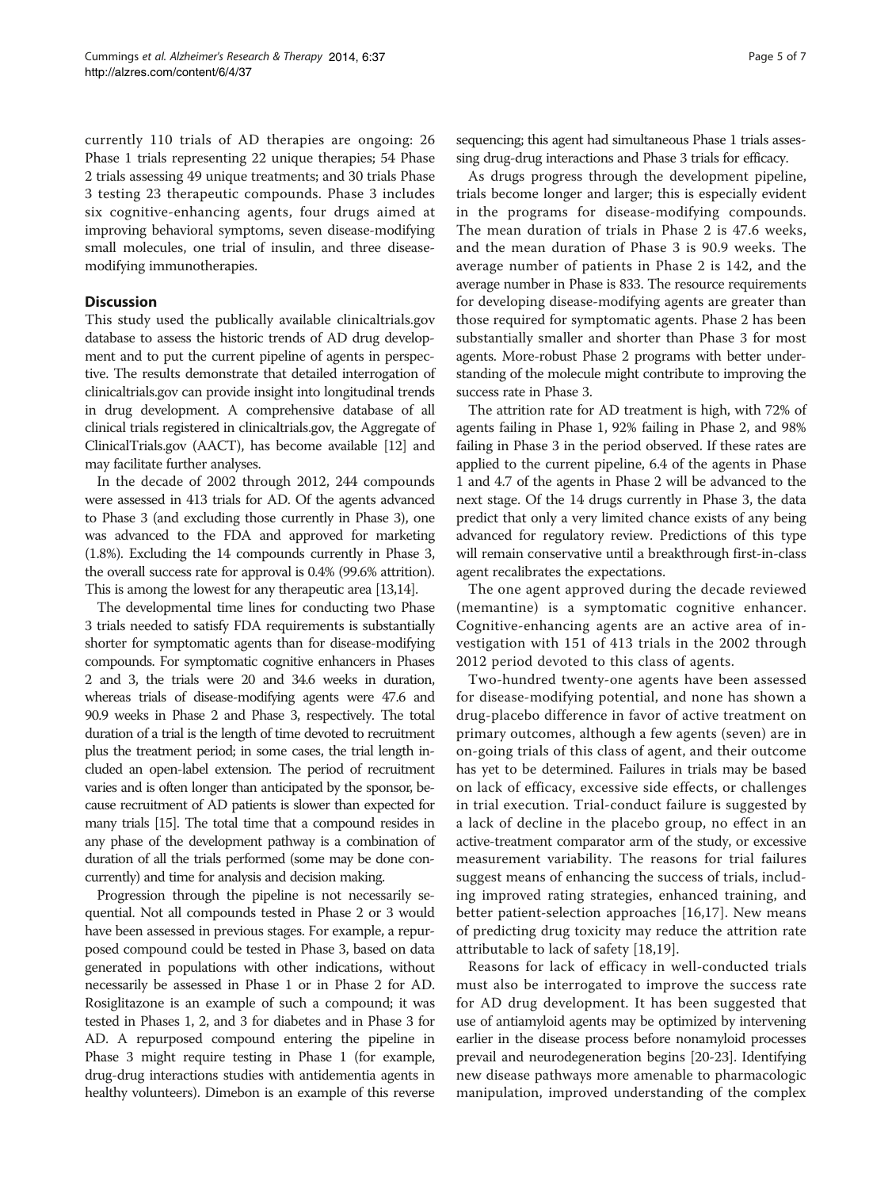currently 110 trials of AD therapies are ongoing: 26 Phase 1 trials representing 22 unique therapies; 54 Phase 2 trials assessing 49 unique treatments; and 30 trials Phase 3 testing 23 therapeutic compounds. Phase 3 includes six cognitive-enhancing agents, four drugs aimed at improving behavioral symptoms, seven disease-modifying small molecules, one trial of insulin, and three disease-modifying immunotherapies.

## Discussion

This study used the publically available clinicaltrials.gov database to assess the historic trends of AD drug development and to put the current pipeline of agents in perspective. The results demonstrate that detailed interrogation of clinicaltrials.gov can provide insight into longitudinal trends in drug development. A comprehensive database of all clinical trials registered in clinicaltrials.gov, the Aggregate of ClinicalTrials.gov (AACT), has become available [12] and may facilitate further analyses.

In the decade of 2002 through 2012, 244 compounds were assessed in 413 trials for AD. Of the agents advanced to Phase 3 (and excluding those currently in Phase 3), one was advanced to the FDA and approved for marketing (1.8%). Excluding the 14 compounds currently in Phase 3, the overall success rate for approval is 0.4% (99.6% attrition). This is among the lowest for any therapeutic area [13,14].

The developmental time lines for conducting two Phase 3 trials needed to satisfy FDA requirements is substantially shorter for symptomatic agents than for disease-modifying compounds. For symptomatic cognitive enhancers in Phases 2 and 3, the trials were 20 and 34.6 weeks in duration, whereas trials of disease-modifying agents were 47.6 and 90.9 weeks in Phase 2 and Phase 3, respectively. The total duration of a trial is the length of time devoted to recruitment plus the treatment period; in some cases, the trial length included an open-label extension. The period of recruitment varies and is often longer than anticipated by the sponsor, because recruitment of AD patients is slower than expected for many trials [15]. The total time that a compound resides in any phase of the development pathway is a combination of duration of all the trials performed (some may be done concurrently) and time for analysis and decision making.

Progression through the pipeline is not necessarily sequential. Not all compounds tested in Phase 2 or 3 would have been assessed in previous stages. For example, a repurposed compound could be tested in Phase 3, based on data generated in populations with other indications, without necessarily be assessed in Phase 1 or in Phase 2 for AD. Rosiglitazone is an example of such a compound; it was tested in Phases 1, 2, and 3 for diabetes and in Phase 3 for AD. A repurposed compound entering the pipeline in Phase 3 might require testing in Phase 1 (for example, drug-drug interactions studies with antidementia agents in healthy volunteers). Dimebon is an example of this reverse sequencing; this agent had simultaneous Phase 1 trials assessing drug-drug interactions and Phase 3 trials for efficacy.

As drugs progress through the development pipeline, trials become longer and larger; this is especially evident in the programs for disease-modifying compounds. The mean duration of trials in Phase 2 is 47.6 weeks, and the mean duration of Phase 3 is 90.9 weeks. The average number of patients in Phase 2 is 142, and the average number in Phase is 833. The resource requirements for developing disease-modifying agents are greater than those required for symptomatic agents. Phase 2 has been substantially smaller and shorter than Phase 3 for most agents. More-robust Phase 2 programs with better understanding of the molecule might contribute to improving the success rate in Phase 3.

The attrition rate for AD treatment is high, with 72% of agents failing in Phase 1, 92% failing in Phase 2, and 98% failing in Phase 3 in the period observed. If these rates are applied to the current pipeline, 6.4 of the agents in Phase 1 and 4.7 of the agents in Phase 2 will be advanced to the next stage. Of the 14 drugs currently in Phase 3, the data predict that only a very limited chance exists of any being advanced for regulatory review. Predictions of this type will remain conservative until a breakthrough first-in-class agent recalibrates the expectations.

The one agent approved during the decade reviewed (memantine) is a symptomatic cognitive enhancer. Cognitive-enhancing agents are an active area of investigation with 151 of 413 trials in the 2002 through 2012 period devoted to this class of agents.

Two-hundred twenty-one agents have been assessed for disease-modifying potential, and none has shown a drug-placebo difference in favor of active treatment on primary outcomes, although a few agents (seven) are in on-going trials of this class of agent, and their outcome has yet to be determined. Failures in trials may be based on lack of efficacy, excessive side effects, or challenges in trial execution. Trial-conduct failure is suggested by a lack of decline in the placebo group, no effect in an active-treatment comparator arm of the study, or excessive measurement variability. The reasons for trial failures suggest means of enhancing the success of trials, including improved rating strategies, enhanced training, and better patient-selection approaches [16,17]. New means of predicting drug toxicity may reduce the attrition rate attributable to lack of safety [18,19].

Reasons for lack of efficacy in well-conducted trials must also be interrogated to improve the success rate for AD drug development. It has been suggested that use of antiamyloid agents may be optimized by intervening earlier in the disease process before nonamyloid processes prevail and neurodegeneration begins [20-23]. Identifying new disease pathways more amenable to pharmacologic manipulation, improved understanding of the complex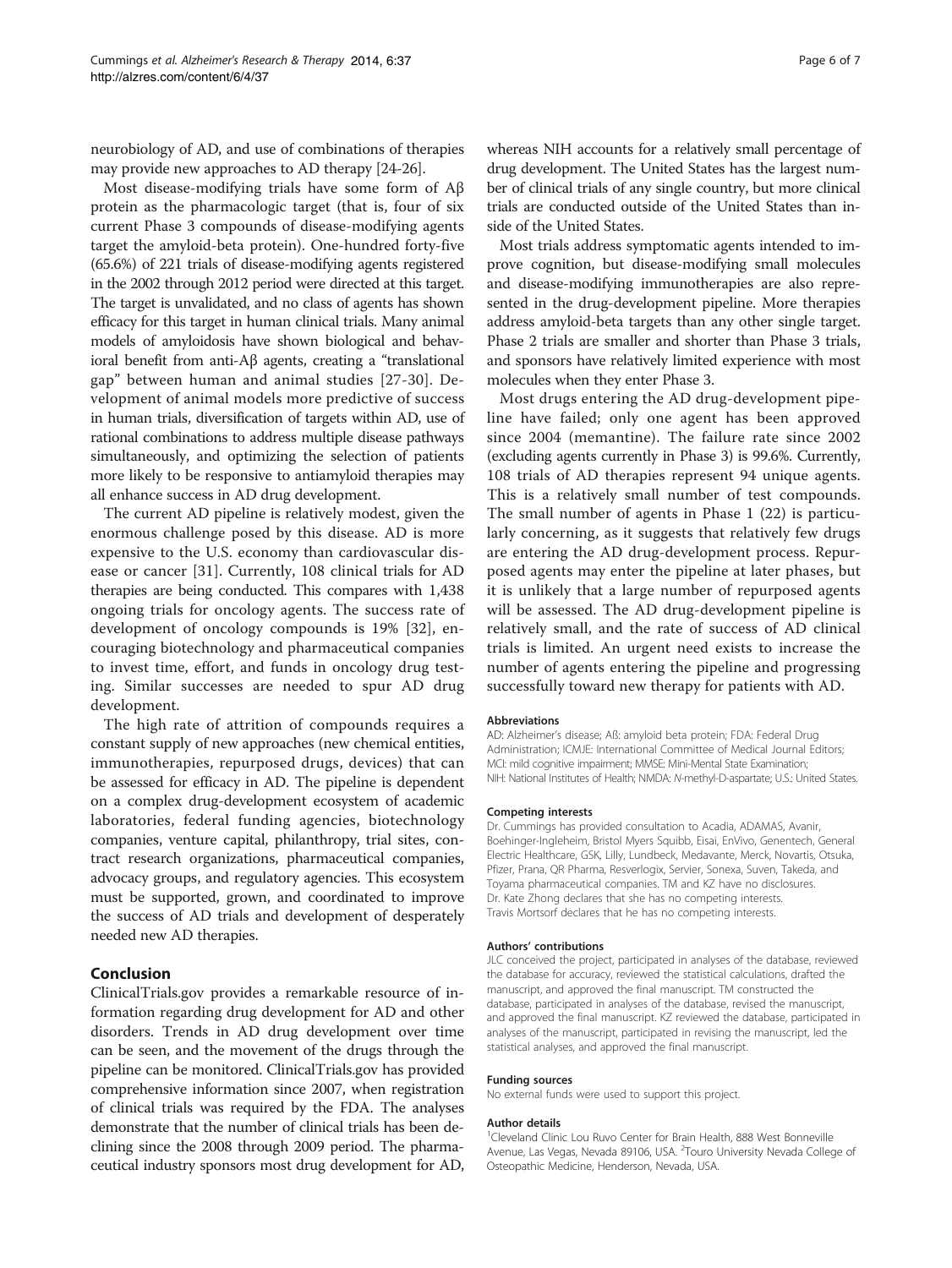neurobiology of AD, and use of combinations of therapies may provide new approaches to AD therapy [24-26].

Most disease-modifying trials have some form of Aβ protein as the pharmacologic target (that is, four of six current Phase 3 compounds of disease-modifying agents target the amyloid-beta protein). One-hundred forty-five (65.6%) of 221 trials of disease-modifying agents registered in the 2002 through 2012 period were directed at this target. The target is unvalidated, and no class of agents has shown efficacy for this target in human clinical trials. Many animal models of amyloidosis have shown biological and behavioral benefit from anti-Aβ agents, creating a "translational gap" between human and animal studies [27-30]. Development of animal models more predictive of success in human trials, diversification of targets within AD, use of rational combinations to address multiple disease pathways simultaneously, and optimizing the selection of patients more likely to be responsive to antiamyloid therapies may all enhance success in AD drug development.

The current AD pipeline is relatively modest, given the enormous challenge posed by this disease. AD is more expensive to the U.S. economy than cardiovascular disease or cancer [31]. Currently, 108 clinical trials for AD therapies are being conducted. This compares with 1,438 ongoing trials for oncology agents. The success rate of development of oncology compounds is 19% [32], encouraging biotechnology and pharmaceutical companies to invest time, effort, and funds in oncology drug testing. Similar successes are needed to spur AD drug development.

The high rate of attrition of compounds requires a constant supply of new approaches (new chemical entities, immunotherapies, repurposed drugs, devices) that can be assessed for efficacy in AD. The pipeline is dependent on a complex drug-development ecosystem of academic laboratories, federal funding agencies, biotechnology companies, venture capital, philanthropy, trial sites, contract research organizations, pharmaceutical companies, advocacy groups, and regulatory agencies. This ecosystem must be supported, grown, and coordinated to improve the success of AD trials and development of desperately needed new AD therapies.

## Conclusion

ClinicalTrials.gov provides a remarkable resource of information regarding drug development for AD and other disorders. Trends in AD drug development over time can be seen, and the movement of the drugs through the pipeline can be monitored. ClinicalTrials.gov has provided comprehensive information since 2007, when registration of clinical trials was required by the FDA. The analyses demonstrate that the number of clinical trials has been declining since the 2008 through 2009 period. The pharmaceutical industry sponsors most drug development for AD, whereas NIH accounts for a relatively small percentage of drug development. The United States has the largest number of clinical trials of any single country, but more clinical trials are conducted outside of the United States than inside of the United States.

Most trials address symptomatic agents intended to improve cognition, but disease-modifying small molecules and disease-modifying immunotherapies are also represented in the drug-development pipeline. More therapies address amyloid-beta targets than any other single target. Phase 2 trials are smaller and shorter than Phase 3 trials, and sponsors have relatively limited experience with most molecules when they enter Phase 3.

Most drugs entering the AD drug-development pipeline have failed; only one agent has been approved since 2004 (memantine). The failure rate since 2002 (excluding agents currently in Phase 3) is 99.6%. Currently, 108 trials of AD therapies represent 94 unique agents. This is a relatively small number of test compounds. The small number of agents in Phase 1 (22) is particularly concerning, as it suggests that relatively few drugs are entering the AD drug-development process. Repurposed agents may enter the pipeline at later phases, but it is unlikely that a large number of repurposed agents will be assessed. The AD drug-development pipeline is relatively small, and the rate of success of AD clinical trials is limited. An urgent need exists to increase the number of agents entering the pipeline and progressing successfully toward new therapy for patients with AD.

#### Abbreviations

AD: Alzheimer's disease; Aß: amyloid beta protein; FDA: Federal Drug Administration; ICMJE: International Committee of Medical Journal Editors; MCI: mild cognitive impairment; MMSE: Mini-Mental State Examination; NIH: National Institutes of Health; NMDA: *N*-methyl-D-aspartate; U.S.: United States.

#### Competing interests

Dr. Cummings has provided consultation to Acadia, ADAMAS, Avanir, Boehinger-Ingleheim, Bristol Myers Squibb, Eisai, EnVivo, Genentech, General Electric Healthcare, GSK, Lilly, Lundbeck, Medavante, Merck, Novartis, Otsuka, Pfizer, Prana, QR Pharma, Resverlogix, Servier, Sonexa, Suven, Takeda, and Toyama pharmaceutical companies. TM and KZ have no disclosures. Dr. Kate Zhong declares that she has no competing interests. Travis Mortsorf declares that he has no competing interests.

#### Authors' contributions

JLC conceived the project, participated in analyses of the database, reviewed the database for accuracy, reviewed the statistical calculations, drafted the manuscript, and approved the final manuscript. TM constructed the database, participated in analyses of the database, revised the manuscript, and approved the final manuscript. KZ reviewed the database, participated in analyses of the manuscript, participated in revising the manuscript, led the statistical analyses, and approved the final manuscript.

#### Funding sources

No external funds were used to support this project.

#### Author details

[1]Cleveland Clinic Lou Ruvo Center for Brain Health, 888 West Bonneville Avenue, Las Vegas, Nevada 89106, USA. [2]Touro University Nevada College of Osteopathic Medicine, Henderson, Nevada, USA.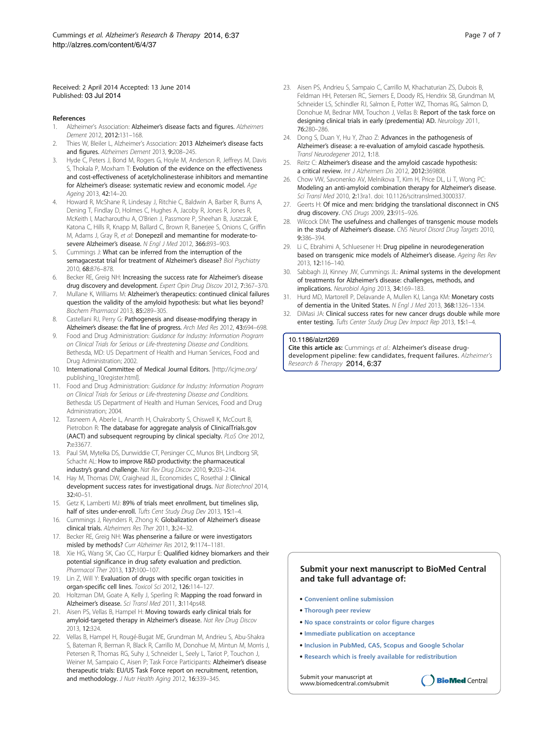Received: 2 April 2014 Accepted: 13 June 2014
Published: 03 Jul 2014

## References

1. Alzheimer's Association: **Alzheimer's disease facts and figures.** *Alzheimers Dement* 2012, **2012:**131–168.
2. Thies W, Bleiler L, Alzheimer's Association: **2013 Alzheimer's disease facts and figures.** *Alzheimers Dement* 2013, **9:**208–245.
3. Hyde C, Peters J, Bond M, Rogers G, Hoyle M, Anderson R, Jeffreys M, Davis S, Thokala P, Moxham T: **Evolution of the evidence on the effectiveness and cost-effectiveness of acetylcholinesterase inhibitors and memantine for Alzheimer's disease: systematic review and economic model.** *Age Ageing* 2013, **42:**14–20.
4. Howard R, McShane R, Lindesay J, Ritchie C, Baldwin A, Barber R, Burns A, Dening T, Findlay D, Holmes C, Hughes A, Jacoby R, Jones R, Jones R, McKeith I, Macharouthu A, O'Brien J, Passmore P, Sheehan B, Juszczak E, Katona C, Hills R, Knapp M, Ballard C, Brown R, Banerjee S, Onions C, Griffin M, Adams J, Gray R, *et al*: **Donepezil and memantine for moderate-to-severe Alzheimer's disease.** *N Engl J Med* 2012, **366:**893–903.
5. Cummings J: **What can be inferred from the interruption of the semagacestat trial for treatment of Alzheimer's disease?** *Biol Psychiatry* 2010, **68:**876–878.
6. Becker RE, Greig NH: **Increasing the success rate for Alzheimer's disease drug discovery and development.** *Expert Opin Drug Discov* 2012, **7:**367–370.
7. Mullane K, Williams M: **Alzheimer's therapeutics: continued clinical failures question the validity of the amyloid hypothesis: but what lies beyond?** *Biochem Pharmacol* 2013, **85:**289–305.
8. Castellani RJ, Perry G: **Pathogenesis and disease-modifying therapy in Alzheimer's disease: the flat line of progress.** *Arch Med Res* 2012, **43:**694–698.
9. Food and Drug Administration: *Guidance for Industry: Information Program on Clinical Trials for Serious or Life-threatening Disease and Conditions.* Bethesda, MD: US Department of Health and Human Services, Food and Drug Administration; 2002.
10. **International Committee of Medical Journal Editors.** [http://icjme.org/publishing_10register.html].
11. Food and Drug Administration: *Guidance for Industry: Information Program on Clinical Trials for Serious or Life-threatening Disease and Conditions.* Bethesda: US Department of Health and Human Services, Food and Drug Administration; 2004.
12. Tasneem A, Aberle L, Ananth H, Chakraborty S, Chiswell K, McCourt B, Pietrobon R: **The database for aggregate analysis of ClinicalTrials.gov (AACT) and subsequent regrouping by clinical specialty.** *PLoS One* 2012, **7:**e33677.
13. Paul SM, Mytelka DS, Dunwiddie CT, Persinger CC, Munos BH, Lindborg SR, Schacht AL: **How to improve R&D productivity: the pharmaceutical industry's grand challenge.** *Nat Rev Drug Discov* 2010, **9:**203–214.
14. Hay M, Thomas DW, Craighead JL, Economides C, Rosethal J: **Clinical development success rates for investigational drugs.** *Nat Biotechnol* 2014, **32:**40–51.
15. Getz K, Lamberti MJ: **89% of trials meet enrollment, but timelines slip, half of sites under-enroll.** *Tufts Cent Study Drug Dev* 2013, **15:**1–4.
16. Cummings J, Reynders R, Zhong K: **Globalization of Alzheimer's disease clinical trials.** *Alzheimers Res Ther* 2011, **3:**24–32.
17. Becker RE, Greig NH: **Was phenserine a failure or were investigators misled by methods?** *Curr Alzheimer Res* 2012, **9:**1174–1181.
18. Xie HG, Wang SK, Cao CC, Harpur E: **Qualified kidney biomarkers and their potential significance in drug safety evaluation and prediction.** *Pharmacol Ther* 2013, **137:**100–107.
19. Lin Z, Will Y: **Evaluation of drugs with specific organ toxicities in organ-specific cell lines.** *Toxicol Sci* 2012, **126:**114–127.
20. Holtzman DM, Goate A, Kelly J, Sperling R: **Mapping the road forward in Alzheimer's disease.** *Sci Transl Med* 2011, **3:**114ps48.
21. Aisen PS, Vellas B, Hampel H: **Moving towards early clinical trials for amyloid-targeted therapy in Alzheimer's disease.** *Nat Rev Drug Discov* 2013, **12:**324.
22. Vellas B, Hampel H, Rougé-Bugat ME, Grundman M, Andrieu S, Abu-Shakra S, Bateman R, Berman R, Black R, Carrillo M, Donohue M, Mintun M, Morris J, Petersen R, Thomas RG, Suhy J, Schneider L, Seely L, Tariot P, Touchon J, Weiner M, Sampaio C, Aisen P; Task Force Participants: **Alzheimer's disease therapeutic trials: EU/US Task Force report on recruitment, retention, and methodology.** *J Nutr Health Aging* 2012, **16:**339–345.
23. Aisen PS, Andrieu S, Sampaio C, Carrillo M, Khachaturian ZS, Dubois B, Feldman HH, Petersen RC, Siemers E, Doody RS, Hendrix SB, Grundman M, Schneider LS, Schindler RJ, Salmon E, Potter WZ, Thomas RG, Salmon D, Donohue M, Bednar MM, Touchon J, Vellas B: **Report of the task force on designing clinical trials in early (predementia) AD.** *Neurology* 2011, **76:**280–286.
24. Dong S, Duan Y, Hu Y, Zhao Z: **Advances in the pathogenesis of Alzheimer's disease: a re-evaluation of amyloid cascade hypothesis.** *Transl Neurodegener* 2012, **1:**18.
25. Reitz C: **Alzheimer's disease and the amyloid cascade hypothesis: a critical review.** *Int J Alzheimers Dis* 2012, **2012:**369808.
26. Chow VW, Savonenko AV, Melnikova T, Kim H, Price DL, Li T, Wong PC: **Modeling an anti-amyloid combination therapy for Alzheimer's disease.** *Sci Transl Med* 2010, **2:**13ra1. doi: 10.1126/scitranslmed.3000337.
27. Geerts H: **Of mice and men: bridging the translational disconnect in CNS drug discovery.** *CNS Drugs* 2009, **23:**915–926.
28. Wilcock DM: **The usefulness and challenges of transgenic mouse models in the study of Alzheimer's disease.** *CNS Neurol Disord Drug Targets* 2010, **9:**386–394.
29. Li C, Ebrahimi A, Schluesener H: **Drug pipeline in neurodegeneration based on transgenic mice models of Alzheimer's disease.** *Ageing Res Rev* 2013, **12:**116–140.
30. Sabbagh JJ, Kinney JW, Cummings JL: **Animal systems in the development of treatments for Alzheimer's disease: challenges, methods, and implications.** *Neurobiol Aging* 2013, **34:**169–183.
31. Hurd MD, Martorell P, Delavande A, Mullen KJ, Langa KM: **Monetary costs of dementia in the United States.** *N Engl J Med* 2013, **368:**1326–1334.
32. DiMasi JA: **Clinical success rates for new cancer drugs double while more enter testing.** *Tufts Center Study Drug Dev Impact Rep* 2013, **15:**1–4.

10.1186/alzrt269
**Cite this article as:** Cummings *et al.*: Alzheimer's disease drug-development pipeline: few candidates, frequent failures. *Alzheimer's Research & Therapy* 2014, 6:37

**Submit your next manuscript to BioMed Central and take full advantage of:**

- **Convenient online submission**
- **Thorough peer review**
- **No space constraints or color figure charges**
- **Immediate publication on acceptance**
- **Inclusion in PubMed, CAS, Scopus and Google Scholar**
- **Research which is freely available for redistribution**

Submit your manuscript at www.biomedcentral.com/submit

BioMed Central